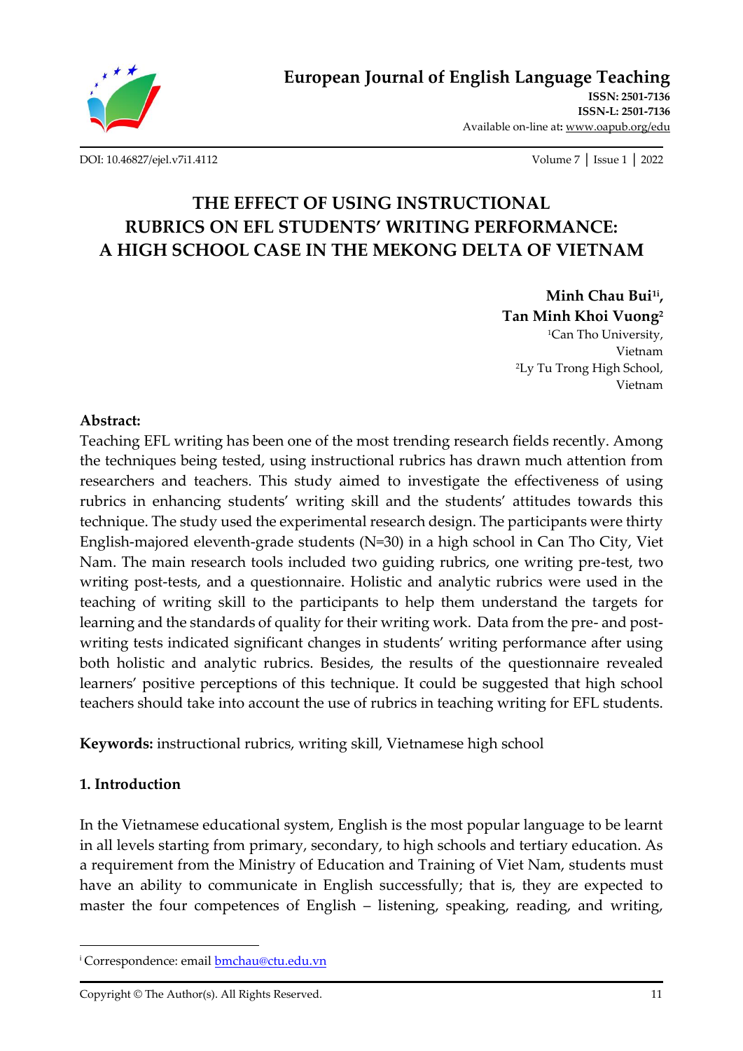# THE EFFECT OF USING INSTRUCTIONAL RUBRICS ON EFL STUDENTS' WRITING PERFORMANCE: A HIGH SCHOOL CASE IN THE MEKONG DELTA OF VIETNAM

**Minh Chau Bui[1i], Tan Minh Khoi Vuong[2]**

[1]Can Tho University, Vietnam

[2]Ly Tu Trong High School, Vietnam

**Abstract:**

Teaching EFL writing has been one of the most trending research fields recently. Among the techniques being tested, using instructional rubrics has drawn much attention from researchers and teachers. This study aimed to investigate the effectiveness of using rubrics in enhancing students' writing skill and the students' attitudes towards this technique. The study used the experimental research design. The participants were thirty English-majored eleventh-grade students (N=30) in a high school in Can Tho City, Viet Nam. The main research tools included two guiding rubrics, one writing pre-test, two writing post-tests, and a questionnaire. Holistic and analytic rubrics were used in the teaching of writing skill to the participants to help them understand the targets for learning and the standards of quality for their writing work. Data from the pre- and post-writing tests indicated significant changes in students' writing performance after using both holistic and analytic rubrics. Besides, the results of the questionnaire revealed learners' positive perceptions of this technique. It could be suggested that high school teachers should take into account the use of rubrics in teaching writing for EFL students.

**Keywords:** instructional rubrics, writing skill, Vietnamese high school

## 1. Introduction

In the Vietnamese educational system, English is the most popular language to be learnt in all levels starting from primary, secondary, to high schools and tertiary education. As a requirement from the Ministry of Education and Training of Viet Nam, students must have an ability to communicate in English successfully; that is, they are expected to master the four competences of English – listening, speaking, reading, and writing,

---

[i] Correspondence: email bmchau@ctu.edu.vn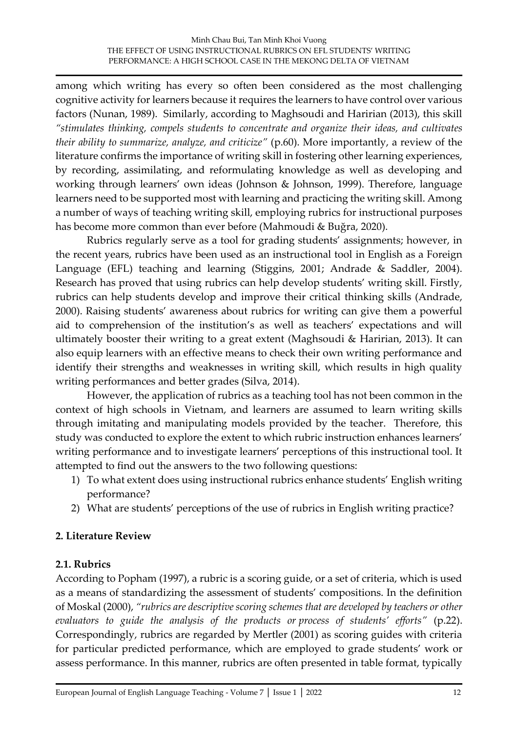among which writing has every so often been considered as the most challenging cognitive activity for learners because it requires the learners to have control over various factors (Nunan, 1989). Similarly, according to Maghsoudi and Haririan (2013), this skill *"stimulates thinking, compels students to concentrate and organize their ideas, and cultivates their ability to summarize, analyze, and criticize"* (p.60). More importantly, a review of the literature confirms the importance of writing skill in fostering other learning experiences, by recording, assimilating, and reformulating knowledge as well as developing and working through learners' own ideas (Johnson & Johnson, 1999). Therefore, language learners need to be supported most with learning and practicing the writing skill. Among a number of ways of teaching writing skill, employing rubrics for instructional purposes has become more common than ever before (Mahmoudi & Buğra, 2020).

Rubrics regularly serve as a tool for grading students' assignments; however, in the recent years, rubrics have been used as an instructional tool in English as a Foreign Language (EFL) teaching and learning (Stiggins, 2001; Andrade & Saddler, 2004). Research has proved that using rubrics can help develop students' writing skill. Firstly, rubrics can help students develop and improve their critical thinking skills (Andrade, 2000). Raising students' awareness about rubrics for writing can give them a powerful aid to comprehension of the institution's as well as teachers' expectations and will ultimately booster their writing to a great extent (Maghsoudi & Haririan, 2013). It can also equip learners with an effective means to check their own writing performance and identify their strengths and weaknesses in writing skill, which results in high quality writing performances and better grades (Silva, 2014).

However, the application of rubrics as a teaching tool has not been common in the context of high schools in Vietnam, and learners are assumed to learn writing skills through imitating and manipulating models provided by the teacher. Therefore, this study was conducted to explore the extent to which rubric instruction enhances learners' writing performance and to investigate learners' perceptions of this instructional tool. It attempted to find out the answers to the two following questions:

1) To what extent does using instructional rubrics enhance students' English writing performance?
2) What are students' perceptions of the use of rubrics in English writing practice?

## 2. Literature Review

### 2.1. Rubrics

According to Popham (1997), a rubric is a scoring guide, or a set of criteria, which is used as a means of standardizing the assessment of students' compositions. In the definition of Moskal (2000), *"rubrics are descriptive scoring schemes that are developed by teachers or other evaluators to guide the analysis of the products or process of students' efforts"* (p.22). Correspondingly, rubrics are regarded by Mertler (2001) as scoring guides with criteria for particular predicted performance, which are employed to grade students' work or assess performance. In this manner, rubrics are often presented in table format, typically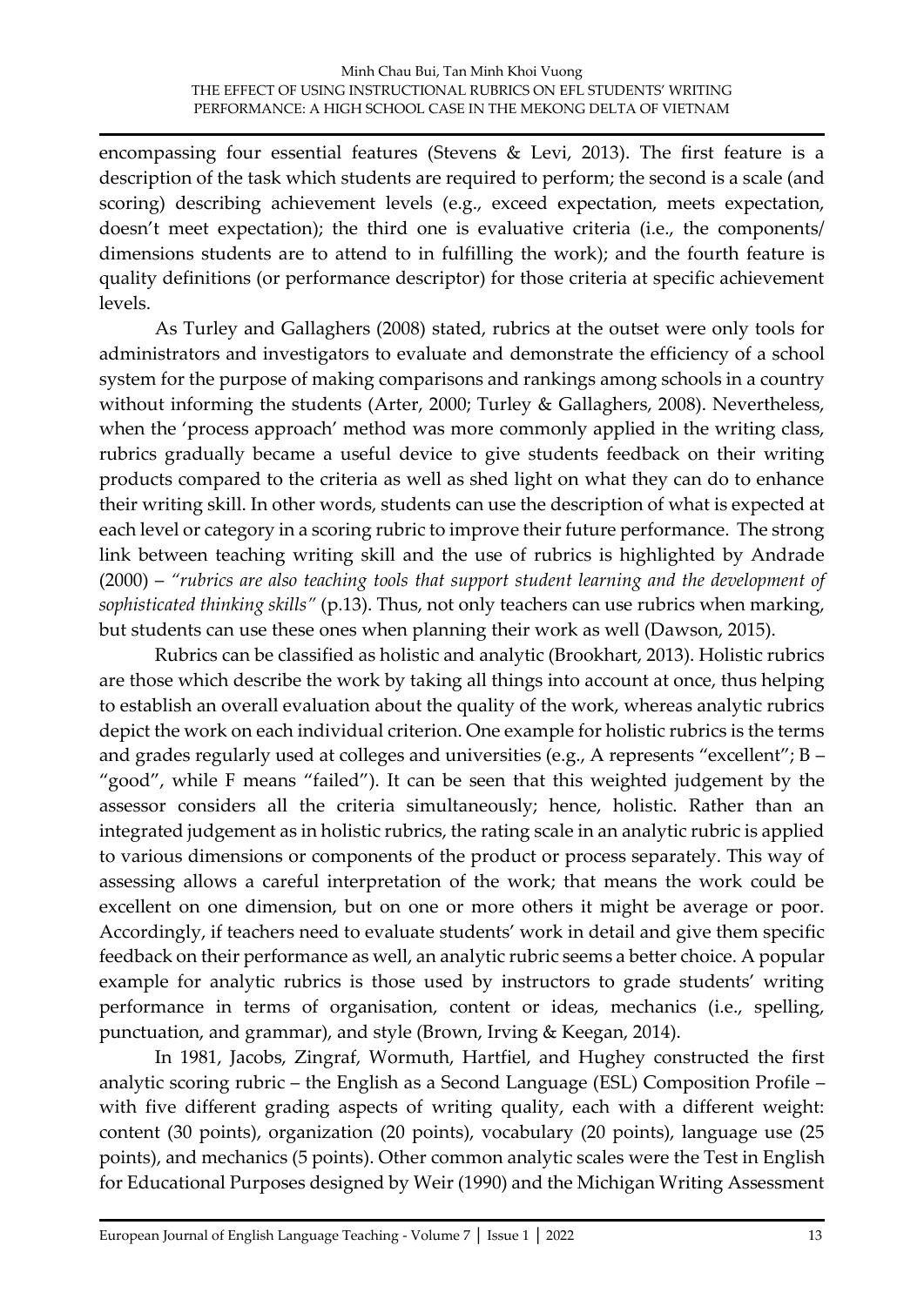encompassing four essential features (Stevens & Levi, 2013). The first feature is a description of the task which students are required to perform; the second is a scale (and scoring) describing achievement levels (e.g., exceed expectation, meets expectation, doesn't meet expectation); the third one is evaluative criteria (i.e., the components/ dimensions students are to attend to in fulfilling the work); and the fourth feature is quality definitions (or performance descriptor) for those criteria at specific achievement levels.

As Turley and Gallaghers (2008) stated, rubrics at the outset were only tools for administrators and investigators to evaluate and demonstrate the efficiency of a school system for the purpose of making comparisons and rankings among schools in a country without informing the students (Arter, 2000; Turley & Gallaghers, 2008). Nevertheless, when the 'process approach' method was more commonly applied in the writing class, rubrics gradually became a useful device to give students feedback on their writing products compared to the criteria as well as shed light on what they can do to enhance their writing skill. In other words, students can use the description of what is expected at each level or category in a scoring rubric to improve their future performance. The strong link between teaching writing skill and the use of rubrics is highlighted by Andrade (2000) – *"rubrics are also teaching tools that support student learning and the development of sophisticated thinking skills"* (p.13). Thus, not only teachers can use rubrics when marking, but students can use these ones when planning their work as well (Dawson, 2015).

Rubrics can be classified as holistic and analytic (Brookhart, 2013). Holistic rubrics are those which describe the work by taking all things into account at once, thus helping to establish an overall evaluation about the quality of the work, whereas analytic rubrics depict the work on each individual criterion. One example for holistic rubrics is the terms and grades regularly used at colleges and universities (e.g., A represents "excellent"; B – "good", while F means "failed"). It can be seen that this weighted judgement by the assessor considers all the criteria simultaneously; hence, holistic. Rather than an integrated judgement as in holistic rubrics, the rating scale in an analytic rubric is applied to various dimensions or components of the product or process separately. This way of assessing allows a careful interpretation of the work; that means the work could be excellent on one dimension, but on one or more others it might be average or poor. Accordingly, if teachers need to evaluate students' work in detail and give them specific feedback on their performance as well, an analytic rubric seems a better choice. A popular example for analytic rubrics is those used by instructors to grade students' writing performance in terms of organisation, content or ideas, mechanics (i.e., spelling, punctuation, and grammar), and style (Brown, Irving & Keegan, 2014).

In 1981, Jacobs, Zingraf, Wormuth, Hartfiel, and Hughey constructed the first analytic scoring rubric – the English as a Second Language (ESL) Composition Profile – with five different grading aspects of writing quality, each with a different weight: content (30 points), organization (20 points), vocabulary (20 points), language use (25 points), and mechanics (5 points). Other common analytic scales were the Test in English for Educational Purposes designed by Weir (1990) and the Michigan Writing Assessment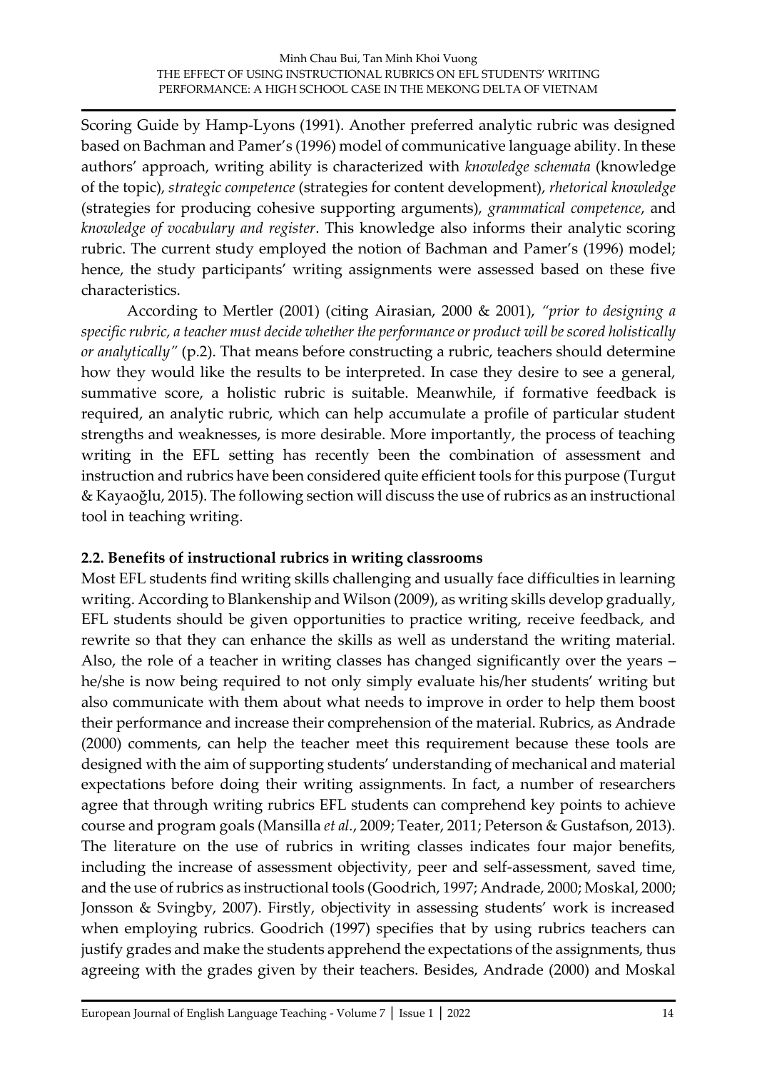Scoring Guide by Hamp-Lyons (1991). Another preferred analytic rubric was designed based on Bachman and Pamer's (1996) model of communicative language ability. In these authors' approach, writing ability is characterized with *knowledge schemata* (knowledge of the topic), *strategic competence* (strategies for content development), *rhetorical knowledge* (strategies for producing cohesive supporting arguments), *grammatical competence*, and *knowledge of vocabulary and register*. This knowledge also informs their analytic scoring rubric. The current study employed the notion of Bachman and Pamer's (1996) model; hence, the study participants' writing assignments were assessed based on these five characteristics.

According to Mertler (2001) (citing Airasian, 2000 & 2001), *"prior to designing a specific rubric, a teacher must decide whether the performance or product will be scored holistically or analytically"* (p.2). That means before constructing a rubric, teachers should determine how they would like the results to be interpreted. In case they desire to see a general, summative score, a holistic rubric is suitable. Meanwhile, if formative feedback is required, an analytic rubric, which can help accumulate a profile of particular student strengths and weaknesses, is more desirable. More importantly, the process of teaching writing in the EFL setting has recently been the combination of assessment and instruction and rubrics have been considered quite efficient tools for this purpose (Turgut & Kayaoğlu, 2015). The following section will discuss the use of rubrics as an instructional tool in teaching writing.

### 2.2. Benefits of instructional rubrics in writing classrooms

Most EFL students find writing skills challenging and usually face difficulties in learning writing. According to Blankenship and Wilson (2009), as writing skills develop gradually, EFL students should be given opportunities to practice writing, receive feedback, and rewrite so that they can enhance the skills as well as understand the writing material. Also, the role of a teacher in writing classes has changed significantly over the years – he/she is now being required to not only simply evaluate his/her students' writing but also communicate with them about what needs to improve in order to help them boost their performance and increase their comprehension of the material. Rubrics, as Andrade (2000) comments, can help the teacher meet this requirement because these tools are designed with the aim of supporting students' understanding of mechanical and material expectations before doing their writing assignments. In fact, a number of researchers agree that through writing rubrics EFL students can comprehend key points to achieve course and program goals (Mansilla *et al.*, 2009; Teater, 2011; Peterson & Gustafson, 2013). The literature on the use of rubrics in writing classes indicates four major benefits, including the increase of assessment objectivity, peer and self-assessment, saved time, and the use of rubrics as instructional tools (Goodrich, 1997; Andrade, 2000; Moskal, 2000; Jonsson & Svingby, 2007). Firstly, objectivity in assessing students' work is increased when employing rubrics. Goodrich (1997) specifies that by using rubrics teachers can justify grades and make the students apprehend the expectations of the assignments, thus agreeing with the grades given by their teachers. Besides, Andrade (2000) and Moskal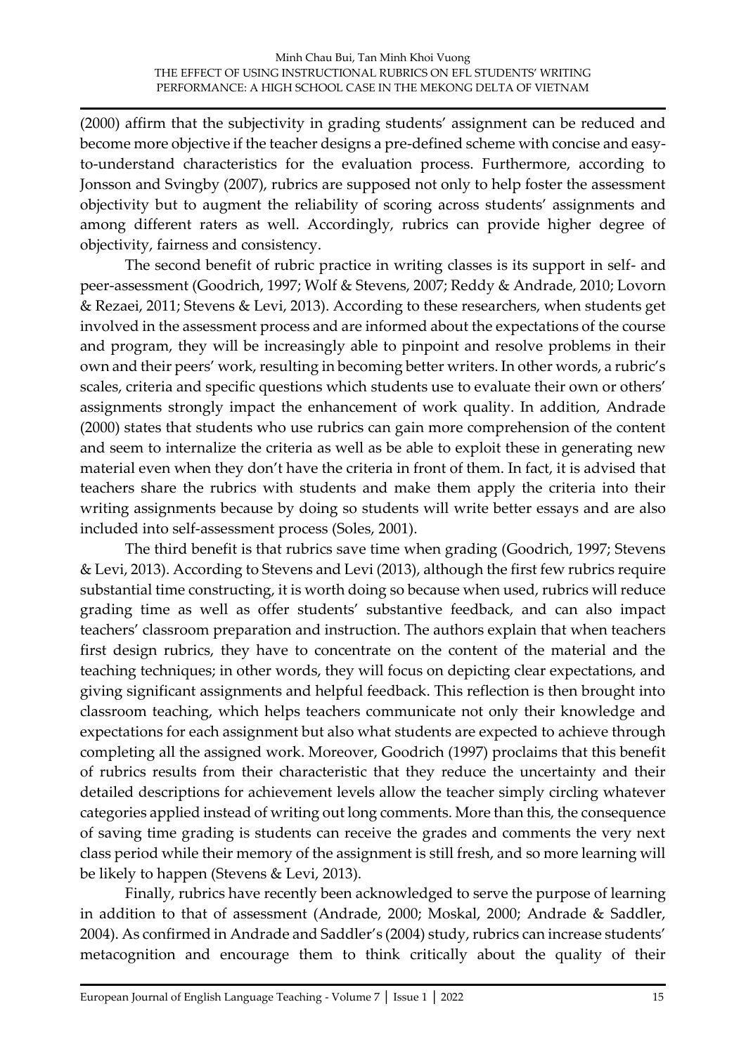(2000) affirm that the subjectivity in grading students' assignment can be reduced and become more objective if the teacher designs a pre-defined scheme with concise and easy-to-understand characteristics for the evaluation process. Furthermore, according to Jonsson and Svingby (2007), rubrics are supposed not only to help foster the assessment objectivity but to augment the reliability of scoring across students' assignments and among different raters as well. Accordingly, rubrics can provide higher degree of objectivity, fairness and consistency.

The second benefit of rubric practice in writing classes is its support in self- and peer-assessment (Goodrich, 1997; Wolf & Stevens, 2007; Reddy & Andrade, 2010; Lovorn & Rezaei, 2011; Stevens & Levi, 2013). According to these researchers, when students get involved in the assessment process and are informed about the expectations of the course and program, they will be increasingly able to pinpoint and resolve problems in their own and their peers' work, resulting in becoming better writers. In other words, a rubric's scales, criteria and specific questions which students use to evaluate their own or others' assignments strongly impact the enhancement of work quality. In addition, Andrade (2000) states that students who use rubrics can gain more comprehension of the content and seem to internalize the criteria as well as be able to exploit these in generating new material even when they don't have the criteria in front of them. In fact, it is advised that teachers share the rubrics with students and make them apply the criteria into their writing assignments because by doing so students will write better essays and are also included into self-assessment process (Soles, 2001).

The third benefit is that rubrics save time when grading (Goodrich, 1997; Stevens & Levi, 2013). According to Stevens and Levi (2013), although the first few rubrics require substantial time constructing, it is worth doing so because when used, rubrics will reduce grading time as well as offer students' substantive feedback, and can also impact teachers' classroom preparation and instruction. The authors explain that when teachers first design rubrics, they have to concentrate on the content of the material and the teaching techniques; in other words, they will focus on depicting clear expectations, and giving significant assignments and helpful feedback. This reflection is then brought into classroom teaching, which helps teachers communicate not only their knowledge and expectations for each assignment but also what students are expected to achieve through completing all the assigned work. Moreover, Goodrich (1997) proclaims that this benefit of rubrics results from their characteristic that they reduce the uncertainty and their detailed descriptions for achievement levels allow the teacher simply circling whatever categories applied instead of writing out long comments. More than this, the consequence of saving time grading is students can receive the grades and comments the very next class period while their memory of the assignment is still fresh, and so more learning will be likely to happen (Stevens & Levi, 2013).

Finally, rubrics have recently been acknowledged to serve the purpose of learning in addition to that of assessment (Andrade, 2000; Moskal, 2000; Andrade & Saddler, 2004). As confirmed in Andrade and Saddler's (2004) study, rubrics can increase students' metacognition and encourage them to think critically about the quality of their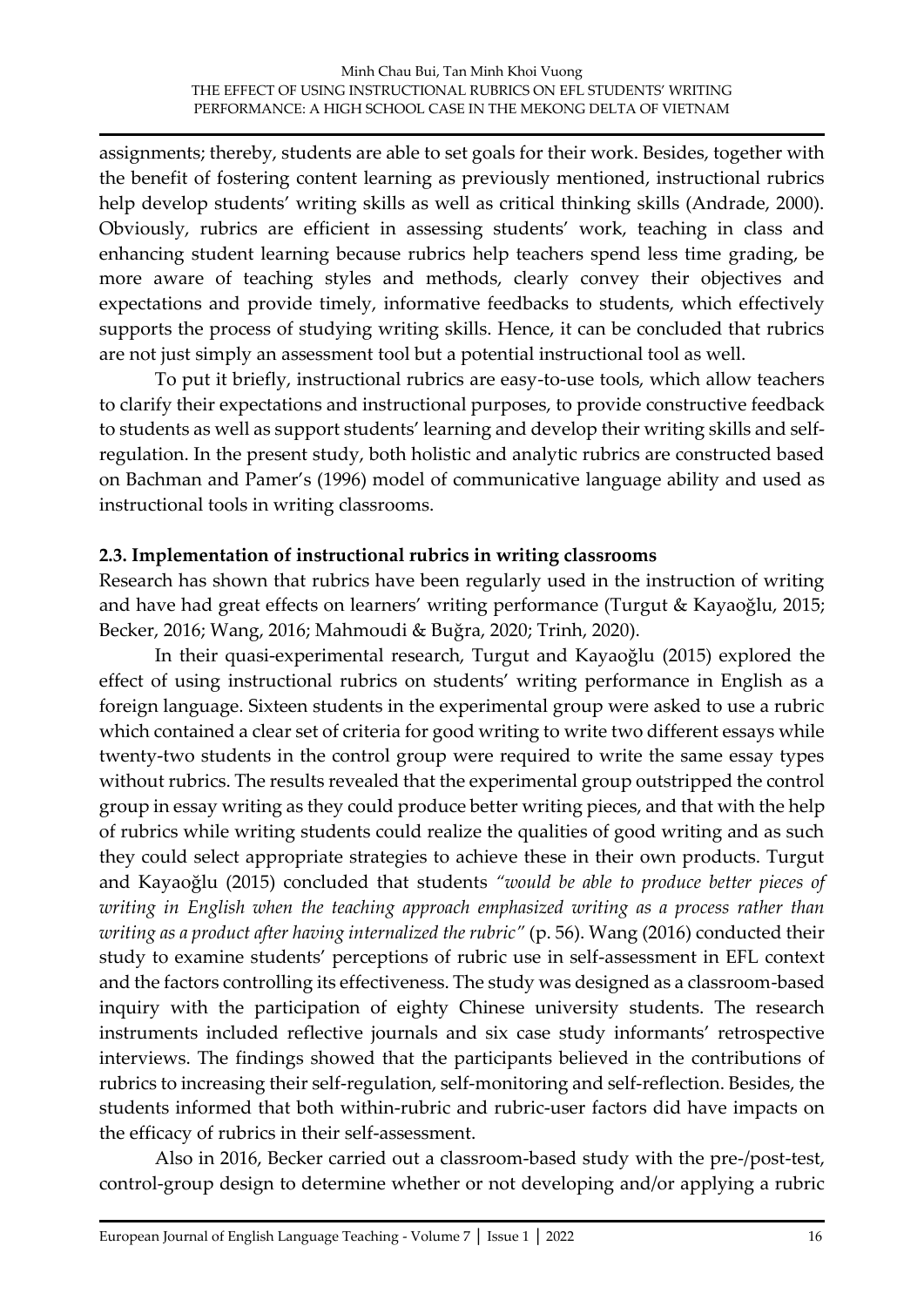assignments; thereby, students are able to set goals for their work. Besides, together with the benefit of fostering content learning as previously mentioned, instructional rubrics help develop students' writing skills as well as critical thinking skills (Andrade, 2000). Obviously, rubrics are efficient in assessing students' work, teaching in class and enhancing student learning because rubrics help teachers spend less time grading, be more aware of teaching styles and methods, clearly convey their objectives and expectations and provide timely, informative feedbacks to students, which effectively supports the process of studying writing skills. Hence, it can be concluded that rubrics are not just simply an assessment tool but a potential instructional tool as well.

To put it briefly, instructional rubrics are easy-to-use tools, which allow teachers to clarify their expectations and instructional purposes, to provide constructive feedback to students as well as support students' learning and develop their writing skills and self-regulation. In the present study, both holistic and analytic rubrics are constructed based on Bachman and Pamer's (1996) model of communicative language ability and used as instructional tools in writing classrooms.

### 2.3. Implementation of instructional rubrics in writing classrooms

Research has shown that rubrics have been regularly used in the instruction of writing and have had great effects on learners' writing performance (Turgut & Kayaoğlu, 2015; Becker, 2016; Wang, 2016; Mahmoudi & Buğra, 2020; Trinh, 2020).

In their quasi-experimental research, Turgut and Kayaoğlu (2015) explored the effect of using instructional rubrics on students' writing performance in English as a foreign language. Sixteen students in the experimental group were asked to use a rubric which contained a clear set of criteria for good writing to write two different essays while twenty-two students in the control group were required to write the same essay types without rubrics. The results revealed that the experimental group outstripped the control group in essay writing as they could produce better writing pieces, and that with the help of rubrics while writing students could realize the qualities of good writing and as such they could select appropriate strategies to achieve these in their own products. Turgut and Kayaoğlu (2015) concluded that students *"would be able to produce better pieces of writing in English when the teaching approach emphasized writing as a process rather than writing as a product after having internalized the rubric"* (p. 56). Wang (2016) conducted their study to examine students' perceptions of rubric use in self-assessment in EFL context and the factors controlling its effectiveness. The study was designed as a classroom-based inquiry with the participation of eighty Chinese university students. The research instruments included reflective journals and six case study informants' retrospective interviews. The findings showed that the participants believed in the contributions of rubrics to increasing their self-regulation, self-monitoring and self-reflection. Besides, the students informed that both within-rubric and rubric-user factors did have impacts on the efficacy of rubrics in their self-assessment.

Also in 2016, Becker carried out a classroom-based study with the pre-/post-test, control-group design to determine whether or not developing and/or applying a rubric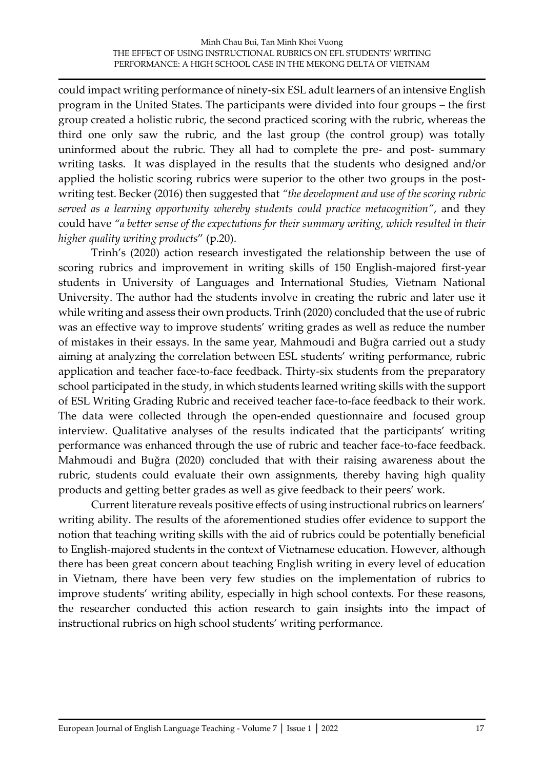could impact writing performance of ninety-six ESL adult learners of an intensive English program in the United States. The participants were divided into four groups – the first group created a holistic rubric, the second practiced scoring with the rubric, whereas the third one only saw the rubric, and the last group (the control group) was totally uninformed about the rubric. They all had to complete the pre- and post- summary writing tasks. It was displayed in the results that the students who designed and/or applied the holistic scoring rubrics were superior to the other two groups in the post-writing test. Becker (2016) then suggested that *"the development and use of the scoring rubric served as a learning opportunity whereby students could practice metacognition"*, and they could have *"a better sense of the expectations for their summary writing, which resulted in their higher quality writing products"* (p.20).

Trinh's (2020) action research investigated the relationship between the use of scoring rubrics and improvement in writing skills of 150 English-majored first-year students in University of Languages and International Studies, Vietnam National University. The author had the students involve in creating the rubric and later use it while writing and assess their own products. Trinh (2020) concluded that the use of rubric was an effective way to improve students' writing grades as well as reduce the number of mistakes in their essays. In the same year, Mahmoudi and Buğra carried out a study aiming at analyzing the correlation between ESL students' writing performance, rubric application and teacher face-to-face feedback. Thirty-six students from the preparatory school participated in the study, in which students learned writing skills with the support of ESL Writing Grading Rubric and received teacher face-to-face feedback to their work. The data were collected through the open-ended questionnaire and focused group interview. Qualitative analyses of the results indicated that the participants' writing performance was enhanced through the use of rubric and teacher face-to-face feedback. Mahmoudi and Buğra (2020) concluded that with their raising awareness about the rubric, students could evaluate their own assignments, thereby having high quality products and getting better grades as well as give feedback to their peers' work.

Current literature reveals positive effects of using instructional rubrics on learners' writing ability. The results of the aforementioned studies offer evidence to support the notion that teaching writing skills with the aid of rubrics could be potentially beneficial to English-majored students in the context of Vietnamese education. However, although there has been great concern about teaching English writing in every level of education in Vietnam, there have been very few studies on the implementation of rubrics to improve students' writing ability, especially in high school contexts. For these reasons, the researcher conducted this action research to gain insights into the impact of instructional rubrics on high school students' writing performance.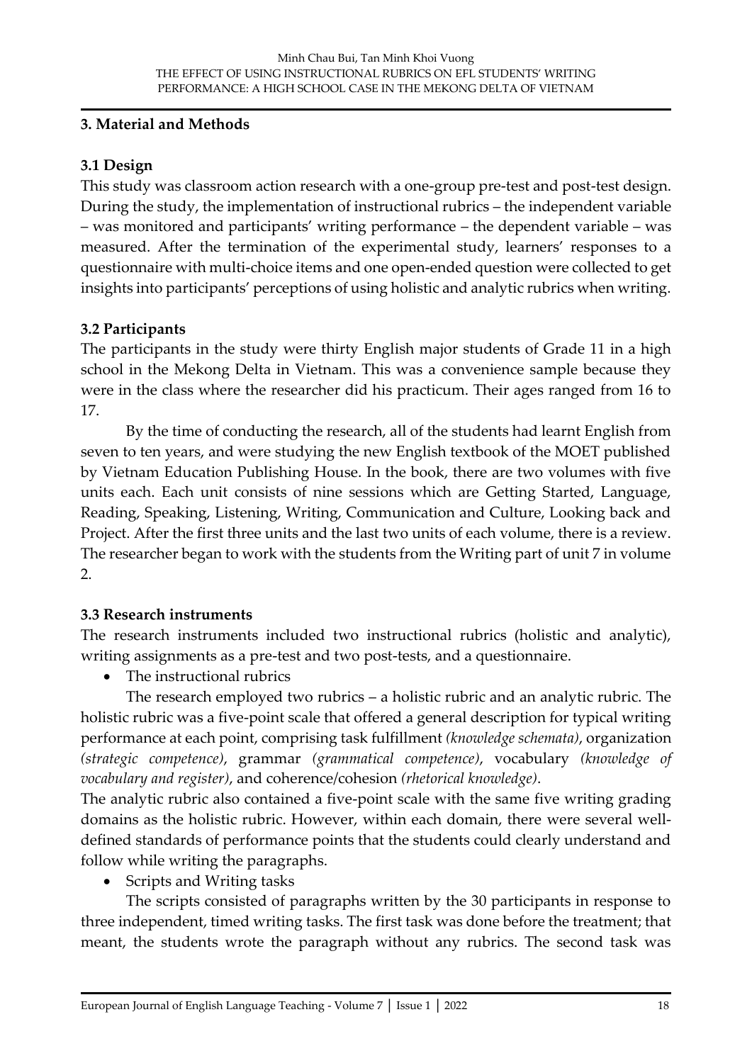## 3. Material and Methods

### 3.1 Design

This study was classroom action research with a one-group pre-test and post-test design. During the study, the implementation of instructional rubrics – the independent variable – was monitored and participants' writing performance – the dependent variable – was measured. After the termination of the experimental study, learners' responses to a questionnaire with multi-choice items and one open-ended question were collected to get insights into participants' perceptions of using holistic and analytic rubrics when writing.

### 3.2 Participants

The participants in the study were thirty English major students of Grade 11 in a high school in the Mekong Delta in Vietnam. This was a convenience sample because they were in the class where the researcher did his practicum. Their ages ranged from 16 to 17.

By the time of conducting the research, all of the students had learnt English from seven to ten years, and were studying the new English textbook of the MOET published by Vietnam Education Publishing House. In the book, there are two volumes with five units each. Each unit consists of nine sessions which are Getting Started, Language, Reading, Speaking, Listening, Writing, Communication and Culture, Looking back and Project. After the first three units and the last two units of each volume, there is a review. The researcher began to work with the students from the Writing part of unit 7 in volume 2.

### 3.3 Research instruments

The research instruments included two instructional rubrics (holistic and analytic), writing assignments as a pre-test and two post-tests, and a questionnaire.

- The instructional rubrics

The research employed two rubrics – a holistic rubric and an analytic rubric. The holistic rubric was a five-point scale that offered a general description for typical writing performance at each point, comprising task fulfillment *(knowledge schemata)*, organization *(strategic competence)*, grammar *(grammatical competence)*, vocabulary *(knowledge of vocabulary and register)*, and coherence/cohesion *(rhetorical knowledge)*.

The analytic rubric also contained a five-point scale with the same five writing grading domains as the holistic rubric. However, within each domain, there were several well-defined standards of performance points that the students could clearly understand and follow while writing the paragraphs.

- Scripts and Writing tasks

The scripts consisted of paragraphs written by the 30 participants in response to three independent, timed writing tasks. The first task was done before the treatment; that meant, the students wrote the paragraph without any rubrics. The second task was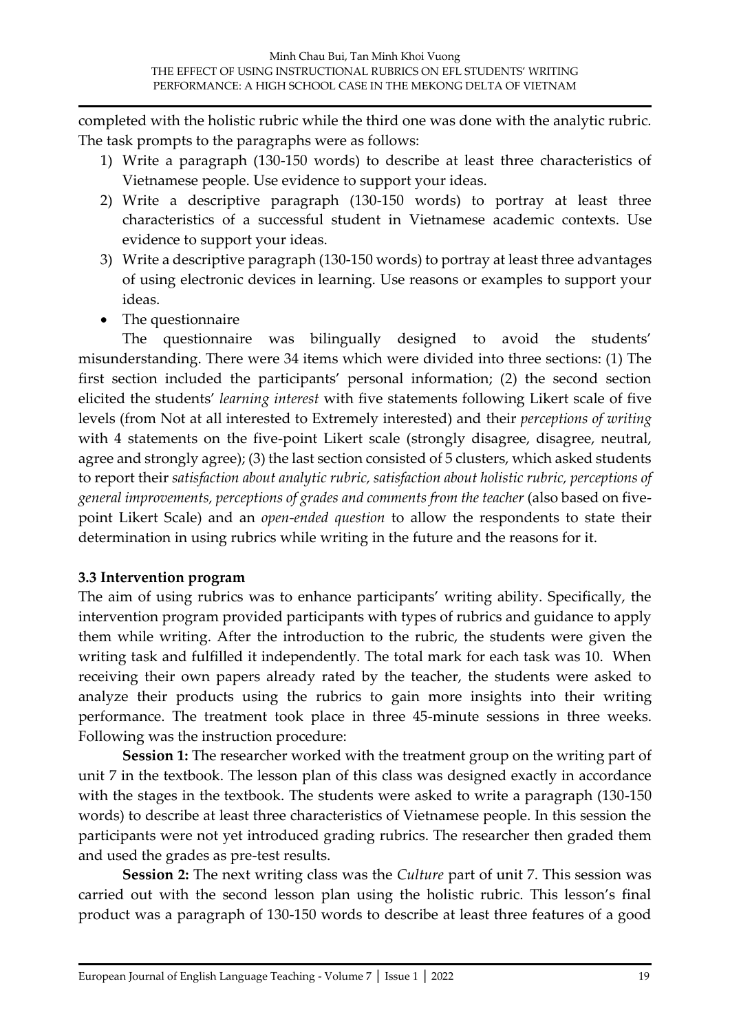completed with the holistic rubric while the third one was done with the analytic rubric. The task prompts to the paragraphs were as follows:

1) Write a paragraph (130-150 words) to describe at least three characteristics of Vietnamese people. Use evidence to support your ideas.
2) Write a descriptive paragraph (130-150 words) to portray at least three characteristics of a successful student in Vietnamese academic contexts. Use evidence to support your ideas.
3) Write a descriptive paragraph (130-150 words) to portray at least three advantages of using electronic devices in learning. Use reasons or examples to support your ideas.

- The questionnaire

The questionnaire was bilingually designed to avoid the students' misunderstanding. There were 34 items which were divided into three sections: (1) The first section included the participants' personal information; (2) the second section elicited the students' *learning interest* with five statements following Likert scale of five levels (from Not at all interested to Extremely interested) and their *perceptions of writing* with 4 statements on the five-point Likert scale (strongly disagree, disagree, neutral, agree and strongly agree); (3) the last section consisted of 5 clusters, which asked students to report their *satisfaction about analytic rubric, satisfaction about holistic rubric, perceptions of general improvements, perceptions of grades and comments from the teacher* (also based on five-point Likert Scale) and an *open-ended question* to allow the respondents to state their determination in using rubrics while writing in the future and the reasons for it.

### 3.3 Intervention program

The aim of using rubrics was to enhance participants' writing ability. Specifically, the intervention program provided participants with types of rubrics and guidance to apply them while writing. After the introduction to the rubric, the students were given the writing task and fulfilled it independently. The total mark for each task was 10. When receiving their own papers already rated by the teacher, the students were asked to analyze their products using the rubrics to gain more insights into their writing performance. The treatment took place in three 45-minute sessions in three weeks. Following was the instruction procedure:

**Session 1:** The researcher worked with the treatment group on the writing part of unit 7 in the textbook. The lesson plan of this class was designed exactly in accordance with the stages in the textbook. The students were asked to write a paragraph (130-150 words) to describe at least three characteristics of Vietnamese people. In this session the participants were not yet introduced grading rubrics. The researcher then graded them and used the grades as pre-test results.

**Session 2:** The next writing class was the *Culture* part of unit 7. This session was carried out with the second lesson plan using the holistic rubric. This lesson's final product was a paragraph of 130-150 words to describe at least three features of a good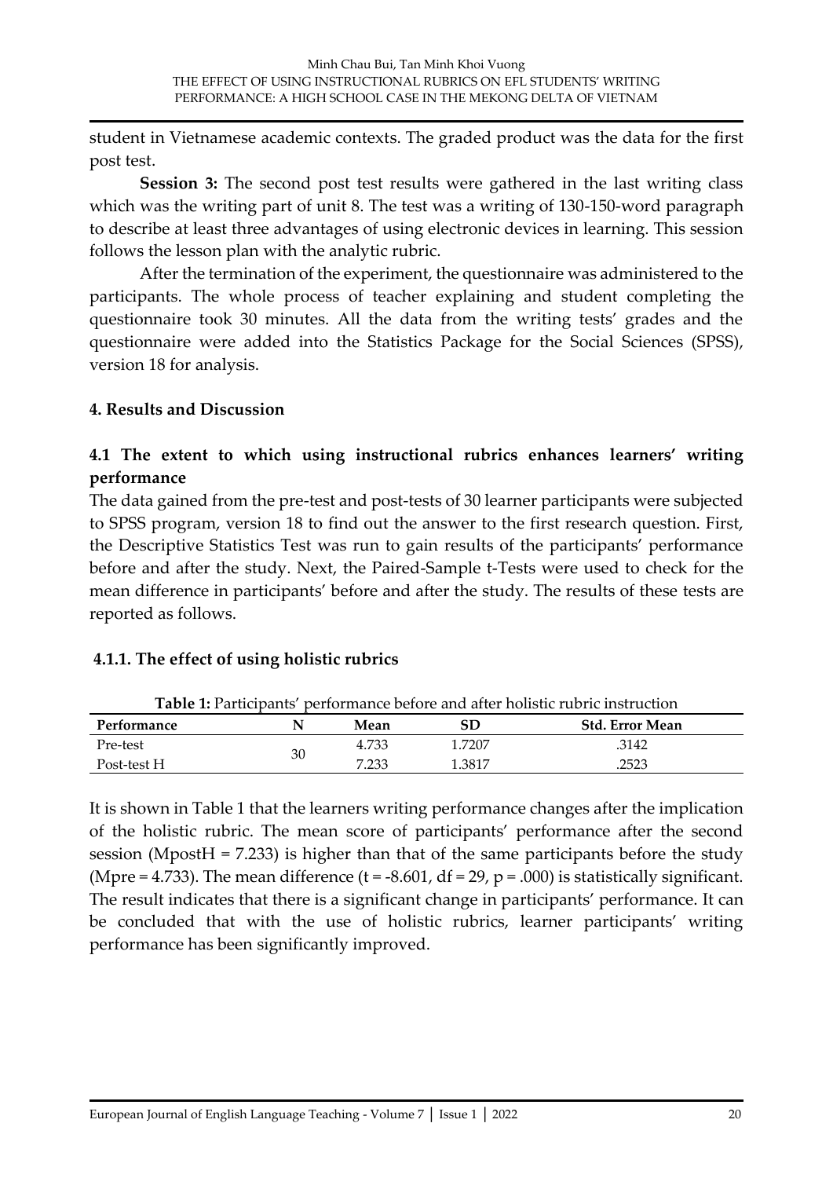student in Vietnamese academic contexts. The graded product was the data for the first post test.

**Session 3:** The second post test results were gathered in the last writing class which was the writing part of unit 8. The test was a writing of 130-150-word paragraph to describe at least three advantages of using electronic devices in learning. This session follows the lesson plan with the analytic rubric.

After the termination of the experiment, the questionnaire was administered to the participants. The whole process of teacher explaining and student completing the questionnaire took 30 minutes. All the data from the writing tests' grades and the questionnaire were added into the Statistics Package for the Social Sciences (SPSS), version 18 for analysis.

## 4. Results and Discussion

### 4.1 The extent to which using instructional rubrics enhances learners' writing performance

The data gained from the pre-test and post-tests of 30 learner participants were subjected to SPSS program, version 18 to find out the answer to the first research question. First, the Descriptive Statistics Test was run to gain results of the participants' performance before and after the study. Next, the Paired-Sample t-Tests were used to check for the mean difference in participants' before and after the study. The results of these tests are reported as follows.

#### 4.1.1. The effect of using holistic rubrics

**Table 1:** Participants' performance before and after holistic rubric instruction

| Performance | N | Mean | SD | Std. Error Mean |
|---|---|---|---|---|
| Pre-test | 30 | 4.733 | 1.7207 | .3142 |
| Post-test H | | 7.233 | 1.3817 | .2523 |

It is shown in Table 1 that the learners writing performance changes after the implication of the holistic rubric. The mean score of participants' performance after the second session (MpostH = 7.233) is higher than that of the same participants before the study (Mpre = 4.733). The mean difference ($t = -8.601$, $df = 29$, $p = .000$) is statistically significant. The result indicates that there is a significant change in participants' performance. It can be concluded that with the use of holistic rubrics, learner participants' writing performance has been significantly improved.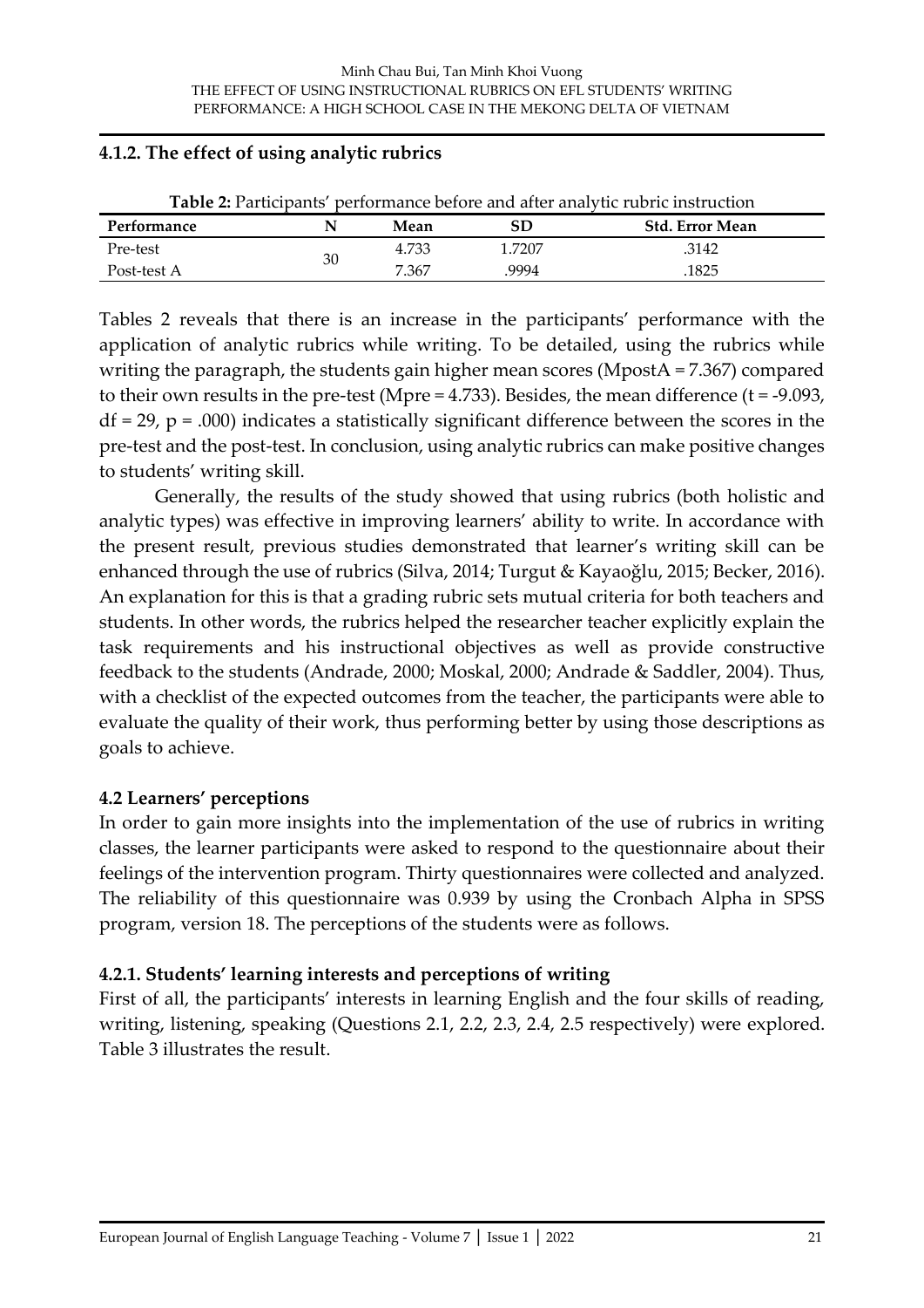### 4.1.2. The effect of using analytic rubrics

**Table 2:** Participants' performance before and after analytic rubric instruction

| Performance | N | Mean | SD | Std. Error Mean |
|---|---|---|---|---|
| Pre-test | 30 | 4.733 | 1.7207 | .3142 |
| Post-test A | | 7.367 | .9994 | .1825 |

Tables 2 reveals that there is an increase in the participants' performance with the application of analytic rubrics while writing. To be detailed, using the rubrics while writing the paragraph, the students gain higher mean scores ($M_{postA} = 7.367$) compared to their own results in the pre-test ($M_{pre} = 4.733$). Besides, the mean difference ($t = -9.093$, $df = 29$, $p = .000$) indicates a statistically significant difference between the scores in the pre-test and the post-test. In conclusion, using analytic rubrics can make positive changes to students' writing skill.

Generally, the results of the study showed that using rubrics (both holistic and analytic types) was effective in improving learners' ability to write. In accordance with the present result, previous studies demonstrated that learner's writing skill can be enhanced through the use of rubrics (Silva, 2014; Turgut & Kayaoğlu, 2015; Becker, 2016). An explanation for this is that a grading rubric sets mutual criteria for both teachers and students. In other words, the rubrics helped the researcher teacher explicitly explain the task requirements and his instructional objectives as well as provide constructive feedback to the students (Andrade, 2000; Moskal, 2000; Andrade & Saddler, 2004). Thus, with a checklist of the expected outcomes from the teacher, the participants were able to evaluate the quality of their work, thus performing better by using those descriptions as goals to achieve.

### 4.2 Learners' perceptions

In order to gain more insights into the implementation of the use of rubrics in writing classes, the learner participants were asked to respond to the questionnaire about their feelings of the intervention program. Thirty questionnaires were collected and analyzed. The reliability of this questionnaire was 0.939 by using the Cronbach Alpha in SPSS program, version 18. The perceptions of the students were as follows.

### 4.2.1. Students' learning interests and perceptions of writing

First of all, the participants' interests in learning English and the four skills of reading, writing, listening, speaking (Questions 2.1, 2.2, 2.3, 2.4, 2.5 respectively) were explored. Table 3 illustrates the result.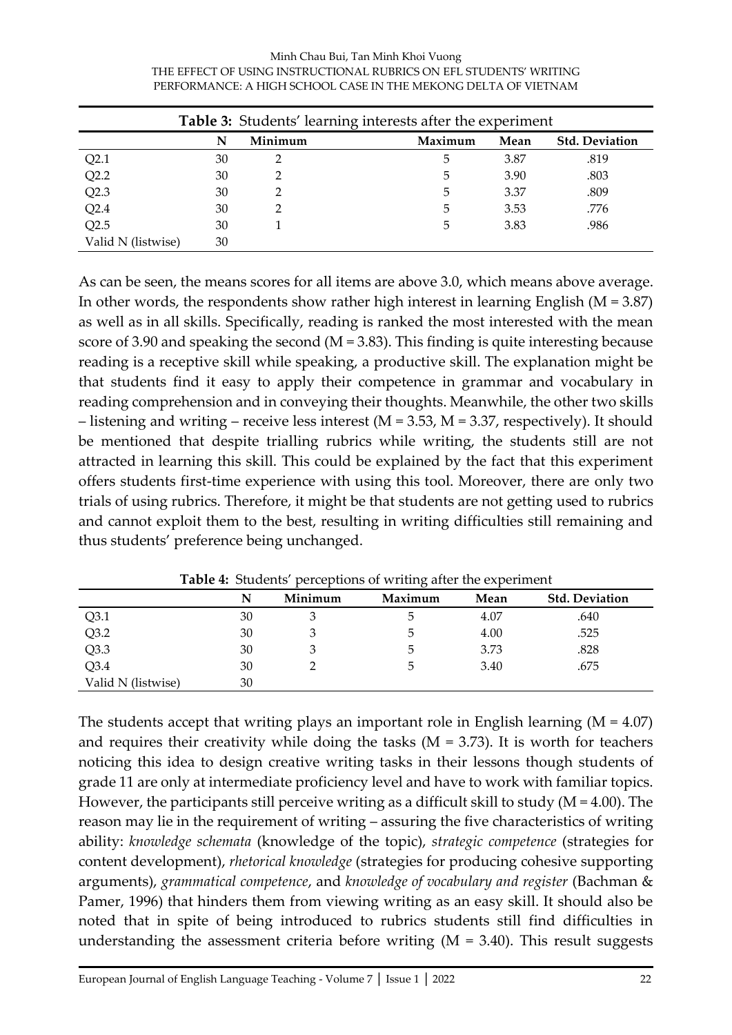**Table 3:** Students' learning interests after the experiment

| | N | Minimum | Maximum | Mean | Std. Deviation |
|---|---|---|---|---|---|
| Q2.1 | 30 | 2 | 5 | 3.87 | .819 |
| Q2.2 | 30 | 2 | 5 | 3.90 | .803 |
| Q2.3 | 30 | 2 | 5 | 3.37 | .809 |
| Q2.4 | 30 | 2 | 5 | 3.53 | .776 |
| Q2.5 | 30 | 1 | 5 | 3.83 | .986 |
| Valid N (listwise) | 30 | | | | |

As can be seen, the means scores for all items are above 3.0, which means above average. In other words, the respondents show rather high interest in learning English (M = 3.87) as well as in all skills. Specifically, reading is ranked the most interested with the mean score of 3.90 and speaking the second (M = 3.83). This finding is quite interesting because reading is a receptive skill while speaking, a productive skill. The explanation might be that students find it easy to apply their competence in grammar and vocabulary in reading comprehension and in conveying their thoughts. Meanwhile, the other two skills – listening and writing – receive less interest (M = 3.53, M = 3.37, respectively). It should be mentioned that despite trialling rubrics while writing, the students still are not attracted in learning this skill. This could be explained by the fact that this experiment offers students first-time experience with using this tool. Moreover, there are only two trials of using rubrics. Therefore, it might be that students are not getting used to rubrics and cannot exploit them to the best, resulting in writing difficulties still remaining and thus students' preference being unchanged.

**Table 4:** Students' perceptions of writing after the experiment

| | N | Minimum | Maximum | Mean | Std. Deviation |
|---|---|---|---|---|---|
| Q3.1 | 30 | 3 | 5 | 4.07 | .640 |
| Q3.2 | 30 | 3 | 5 | 4.00 | .525 |
| Q3.3 | 30 | 3 | 5 | 3.73 | .828 |
| Q3.4 | 30 | 2 | 5 | 3.40 | .675 |
| Valid N (listwise) | 30 | | | | |

The students accept that writing plays an important role in English learning (M = 4.07) and requires their creativity while doing the tasks (M = 3.73). It is worth for teachers noticing this idea to design creative writing tasks in their lessons though students of grade 11 are only at intermediate proficiency level and have to work with familiar topics. However, the participants still perceive writing as a difficult skill to study (M = 4.00). The reason may lie in the requirement of writing – assuring the five characteristics of writing ability: *knowledge schemata* (knowledge of the topic), *strategic competence* (strategies for content development), *rhetorical knowledge* (strategies for producing cohesive supporting arguments), *grammatical competence*, and *knowledge of vocabulary and register* (Bachman & Pamer, 1996) that hinders them from viewing writing as an easy skill. It should also be noted that in spite of being introduced to rubrics students still find difficulties in understanding the assessment criteria before writing (M = 3.40). This result suggests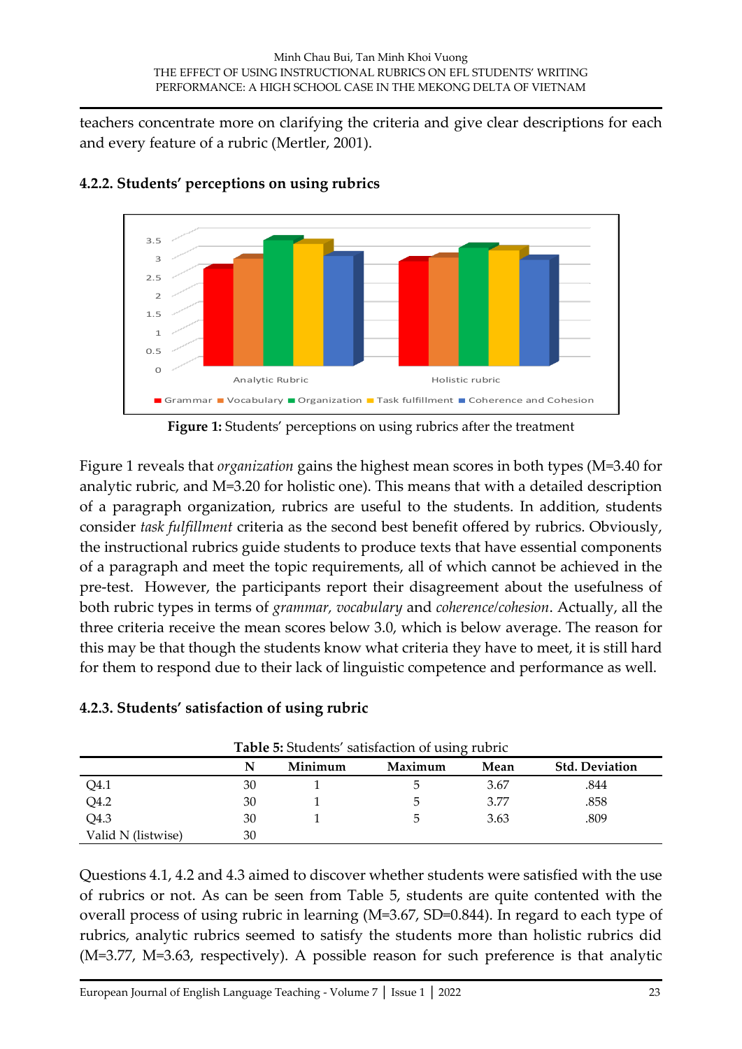teachers concentrate more on clarifying the criteria and give clear descriptions for each and every feature of a rubric (Mertler, 2001).

### 4.2.2. Students' perceptions on using rubrics

**Figure 1:** Students' perceptions on using rubrics after the treatment

Figure 1 reveals that *organization* gains the highest mean scores in both types (M=3.40 for analytic rubric, and M=3.20 for holistic one). This means that with a detailed description of a paragraph organization, rubrics are useful to the students. In addition, students consider *task fulfillment* criteria as the second best benefit offered by rubrics. Obviously, the instructional rubrics guide students to produce texts that have essential components of a paragraph and meet the topic requirements, all of which cannot be achieved in the pre-test. However, the participants report their disagreement about the usefulness of both rubric types in terms of *grammar, vocabulary* and *coherence/cohesion*. Actually, all the three criteria receive the mean scores below 3.0, which is below average. The reason for this may be that though the students know what criteria they have to meet, it is still hard for them to respond due to their lack of linguistic competence and performance as well.

### 4.2.3. Students' satisfaction of using rubric

**Table 5:** Students' satisfaction of using rubric

| | N | Minimum | Maximum | Mean | Std. Deviation |
|---|---|---|---|---|---|
| Q4.1 | 30 | 1 | 5 | 3.67 | .844 |
| Q4.2 | 30 | 1 | 5 | 3.77 | .858 |
| Q4.3 | 30 | 1 | 5 | 3.63 | .809 |
| Valid N (listwise) | 30 | | | | |

Questions 4.1, 4.2 and 4.3 aimed to discover whether students were satisfied with the use of rubrics or not. As can be seen from Table 5, students are quite contented with the overall process of using rubric in learning (M=3.67, SD=0.844). In regard to each type of rubrics, analytic rubrics seemed to satisfy the students more than holistic rubrics did (M=3.77, M=3.63, respectively). A possible reason for such preference is that analytic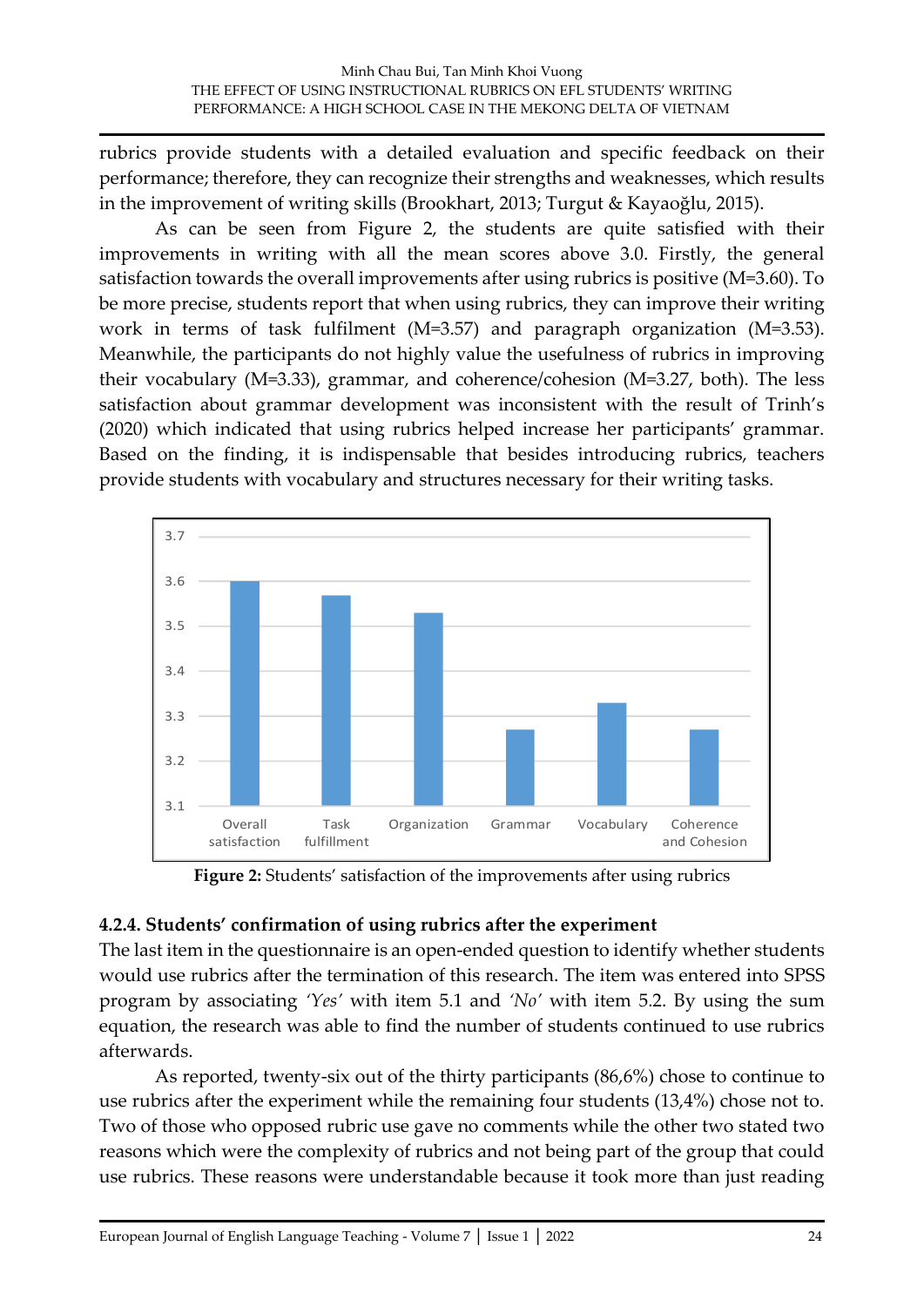rubrics provide students with a detailed evaluation and specific feedback on their performance; therefore, they can recognize their strengths and weaknesses, which results in the improvement of writing skills (Brookhart, 2013; Turgut & Kayaoğlu, 2015).

As can be seen from Figure 2, the students are quite satisfied with their improvements in writing with all the mean scores above 3.0. Firstly, the general satisfaction towards the overall improvements after using rubrics is positive (M=3.60). To be more precise, students report that when using rubrics, they can improve their writing work in terms of task fulfilment (M=3.57) and paragraph organization (M=3.53). Meanwhile, the participants do not highly value the usefulness of rubrics in improving their vocabulary (M=3.33), grammar, and coherence/cohesion (M=3.27, both). The less satisfaction about grammar development was inconsistent with the result of Trinh's (2020) which indicated that using rubrics helped increase her participants' grammar. Based on the finding, it is indispensable that besides introducing rubrics, teachers provide students with vocabulary and structures necessary for their writing tasks.

**Figure 2:** Students' satisfaction of the improvements after using rubrics

### 4.2.4. Students' confirmation of using rubrics after the experiment

The last item in the questionnaire is an open-ended question to identify whether students would use rubrics after the termination of this research. The item was entered into SPSS program by associating *'Yes'* with item 5.1 and *'No'* with item 5.2. By using the sum equation, the research was able to find the number of students continued to use rubrics afterwards.

As reported, twenty-six out of the thirty participants (86,6%) chose to continue to use rubrics after the experiment while the remaining four students (13,4%) chose not to. Two of those who opposed rubric use gave no comments while the other two stated two reasons which were the complexity of rubrics and not being part of the group that could use rubrics. These reasons were understandable because it took more than just reading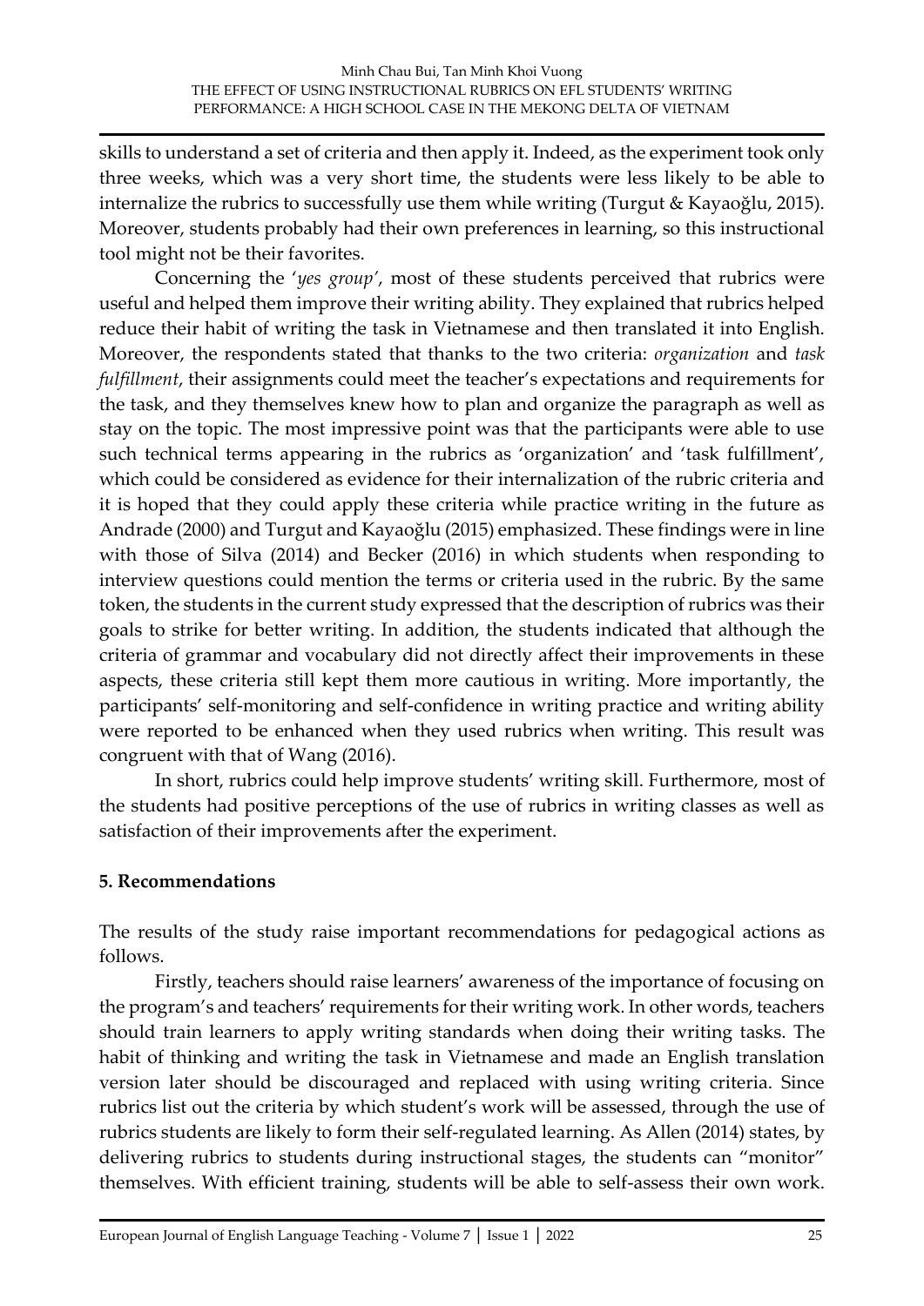skills to understand a set of criteria and then apply it. Indeed, as the experiment took only three weeks, which was a very short time, the students were less likely to be able to internalize the rubrics to successfully use them while writing (Turgut & Kayaoğlu, 2015). Moreover, students probably had their own preferences in learning, so this instructional tool might not be their favorites.

Concerning the '*yes group*', most of these students perceived that rubrics were useful and helped them improve their writing ability. They explained that rubrics helped reduce their habit of writing the task in Vietnamese and then translated it into English. Moreover, the respondents stated that thanks to the two criteria: *organization* and *task fulfillment*, their assignments could meet the teacher's expectations and requirements for the task, and they themselves knew how to plan and organize the paragraph as well as stay on the topic. The most impressive point was that the participants were able to use such technical terms appearing in the rubrics as 'organization' and 'task fulfillment', which could be considered as evidence for their internalization of the rubric criteria and it is hoped that they could apply these criteria while practice writing in the future as Andrade (2000) and Turgut and Kayaoğlu (2015) emphasized. These findings were in line with those of Silva (2014) and Becker (2016) in which students when responding to interview questions could mention the terms or criteria used in the rubric. By the same token, the students in the current study expressed that the description of rubrics was their goals to strike for better writing. In addition, the students indicated that although the criteria of grammar and vocabulary did not directly affect their improvements in these aspects, these criteria still kept them more cautious in writing. More importantly, the participants' self-monitoring and self-confidence in writing practice and writing ability were reported to be enhanced when they used rubrics when writing. This result was congruent with that of Wang (2016).

In short, rubrics could help improve students' writing skill. Furthermore, most of the students had positive perceptions of the use of rubrics in writing classes as well as satisfaction of their improvements after the experiment.

## 5. Recommendations

The results of the study raise important recommendations for pedagogical actions as follows.

Firstly, teachers should raise learners' awareness of the importance of focusing on the program's and teachers' requirements for their writing work. In other words, teachers should train learners to apply writing standards when doing their writing tasks. The habit of thinking and writing the task in Vietnamese and made an English translation version later should be discouraged and replaced with using writing criteria. Since rubrics list out the criteria by which student's work will be assessed, through the use of rubrics students are likely to form their self-regulated learning. As Allen (2014) states, by delivering rubrics to students during instructional stages, the students can "monitor" themselves. With efficient training, students will be able to self-assess their own work.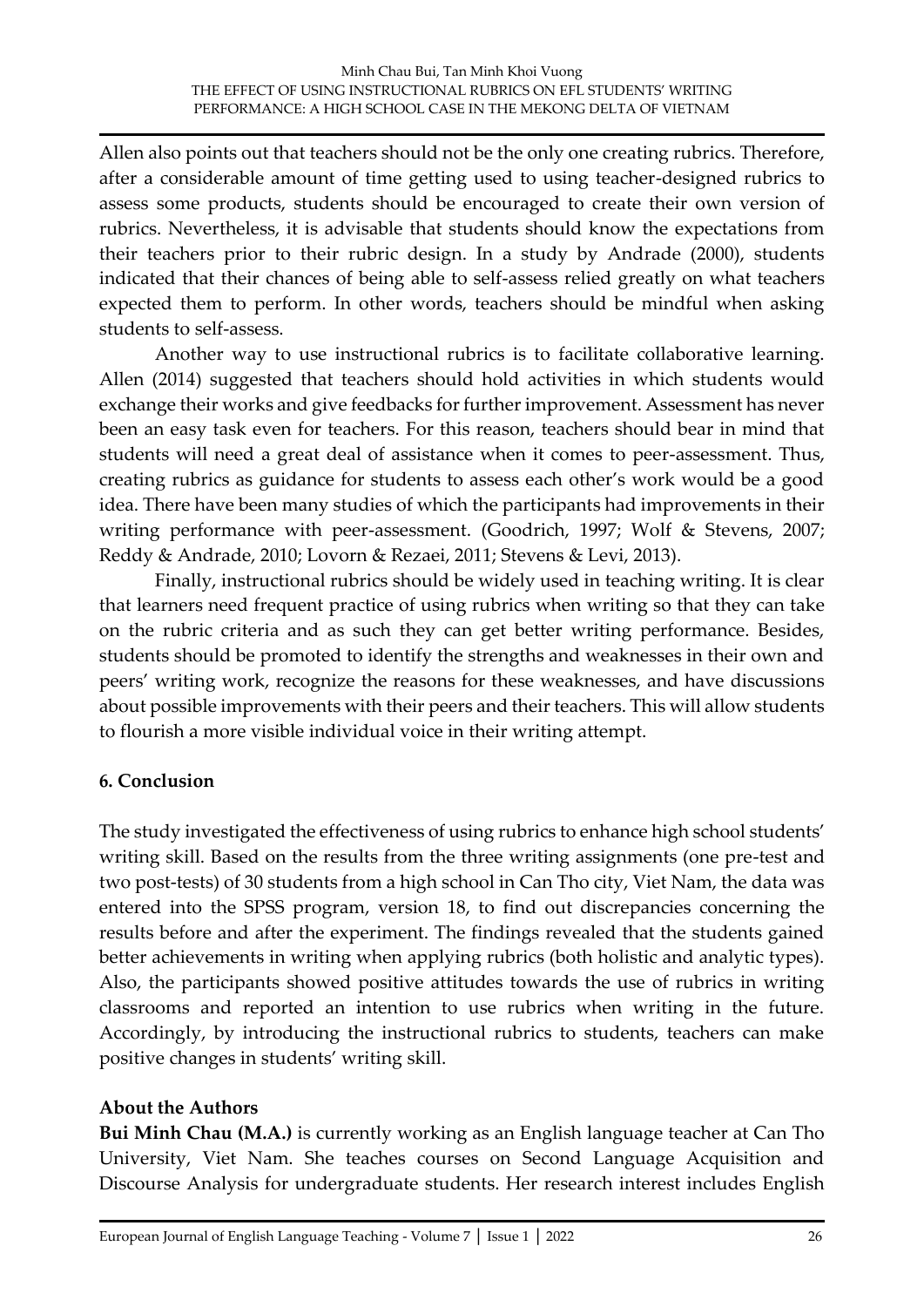Allen also points out that teachers should not be the only one creating rubrics. Therefore, after a considerable amount of time getting used to using teacher-designed rubrics to assess some products, students should be encouraged to create their own version of rubrics. Nevertheless, it is advisable that students should know the expectations from their teachers prior to their rubric design. In a study by Andrade (2000), students indicated that their chances of being able to self-assess relied greatly on what teachers expected them to perform. In other words, teachers should be mindful when asking students to self-assess.

Another way to use instructional rubrics is to facilitate collaborative learning. Allen (2014) suggested that teachers should hold activities in which students would exchange their works and give feedbacks for further improvement. Assessment has never been an easy task even for teachers. For this reason, teachers should bear in mind that students will need a great deal of assistance when it comes to peer-assessment. Thus, creating rubrics as guidance for students to assess each other's work would be a good idea. There have been many studies of which the participants had improvements in their writing performance with peer-assessment. (Goodrich, 1997; Wolf & Stevens, 2007; Reddy & Andrade, 2010; Lovorn & Rezaei, 2011; Stevens & Levi, 2013).

Finally, instructional rubrics should be widely used in teaching writing. It is clear that learners need frequent practice of using rubrics when writing so that they can take on the rubric criteria and as such they can get better writing performance. Besides, students should be promoted to identify the strengths and weaknesses in their own and peers' writing work, recognize the reasons for these weaknesses, and have discussions about possible improvements with their peers and their teachers. This will allow students to flourish a more visible individual voice in their writing attempt.

## 6. Conclusion

The study investigated the effectiveness of using rubrics to enhance high school students' writing skill. Based on the results from the three writing assignments (one pre-test and two post-tests) of 30 students from a high school in Can Tho city, Viet Nam, the data was entered into the SPSS program, version 18, to find out discrepancies concerning the results before and after the experiment. The findings revealed that the students gained better achievements in writing when applying rubrics (both holistic and analytic types). Also, the participants showed positive attitudes towards the use of rubrics in writing classrooms and reported an intention to use rubrics when writing in the future. Accordingly, by introducing the instructional rubrics to students, teachers can make positive changes in students' writing skill.

### About the Authors

**Bui Minh Chau (M.A.)** is currently working as an English language teacher at Can Tho University, Viet Nam. She teaches courses on Second Language Acquisition and Discourse Analysis for undergraduate students. Her research interest includes English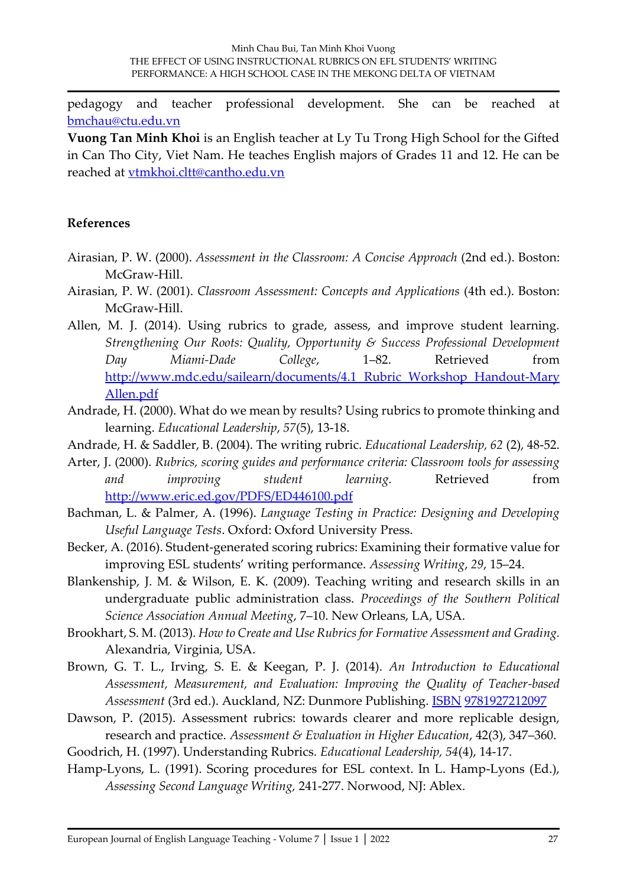pedagogy and teacher professional development. She can be reached at bmchau@ctu.edu.vn

**Vuong Tan Minh Khoi** is an English teacher at Ly Tu Trong High School for the Gifted in Can Tho City, Viet Nam. He teaches English majors of Grades 11 and 12. He can be reached at vtmkhoi.cltt@cantho.edu.vn

### References

Airasian, P. W. (2000). *Assessment in the Classroom: A Concise Approach* (2nd ed.). Boston: McGraw-Hill.

Airasian, P. W. (2001). *Classroom Assessment: Concepts and Applications* (4th ed.). Boston: McGraw-Hill.

Allen, M. J. (2014). Using rubrics to grade, assess, and improve student learning. *Strengthening Our Roots: Quality, Opportunity & Success Professional Development Day Miami-Dade College*, 1–82. Retrieved from http://www.mdc.edu/sailearn/documents/4.1_Rubric_Workshop_Handout-Mary Allen.pdf

Andrade, H. (2000). What do we mean by results? Using rubrics to promote thinking and learning. *Educational Leadership*, *57*(5), 13-18.

Andrade, H. & Saddler, B. (2004). The writing rubric. *Educational Leadership, 62* (2), 48-52.

Arter, J. (2000). *Rubrics, scoring guides and performance criteria: Classroom tools for assessing and improving student learning.* Retrieved from http://www.eric.ed.gov/PDFS/ED446100.pdf

Bachman, L. & Palmer, A. (1996). *Language Testing in Practice: Designing and Developing Useful Language Tests*. Oxford: Oxford University Press.

Becker, A. (2016). Student-generated scoring rubrics: Examining their formative value for improving ESL students' writing performance. *Assessing Writing*, *29*, 15–24.

Blankenship, J. M. & Wilson, E. K. (2009). Teaching writing and research skills in an undergraduate public administration class. *Proceedings of the Southern Political Science Association Annual Meeting*, 7–10. New Orleans, LA, USA.

Brookhart, S. M. (2013). *How to Create and Use Rubrics for Formative Assessment and Grading.* Alexandria, Virginia, USA.

Brown, G. T. L., Irving, S. E. & Keegan, P. J. (2014). *An Introduction to Educational Assessment, Measurement, and Evaluation: Improving the Quality of Teacher-based Assessment* (3rd ed.). Auckland, NZ: Dunmore Publishing. ISBN 9781927212097

Dawson, P. (2015). Assessment rubrics: towards clearer and more replicable design, research and practice. *Assessment & Evaluation in Higher Education*, 42(3), 347–360.

Goodrich, H. (1997). Understanding Rubrics. *Educational Leadership, 54*(4), 14-17.

Hamp-Lyons, L. (1991). Scoring procedures for ESL context. In L. Hamp-Lyons (Ed.), *Assessing Second Language Writing,* 241-277. Norwood, NJ: Ablex.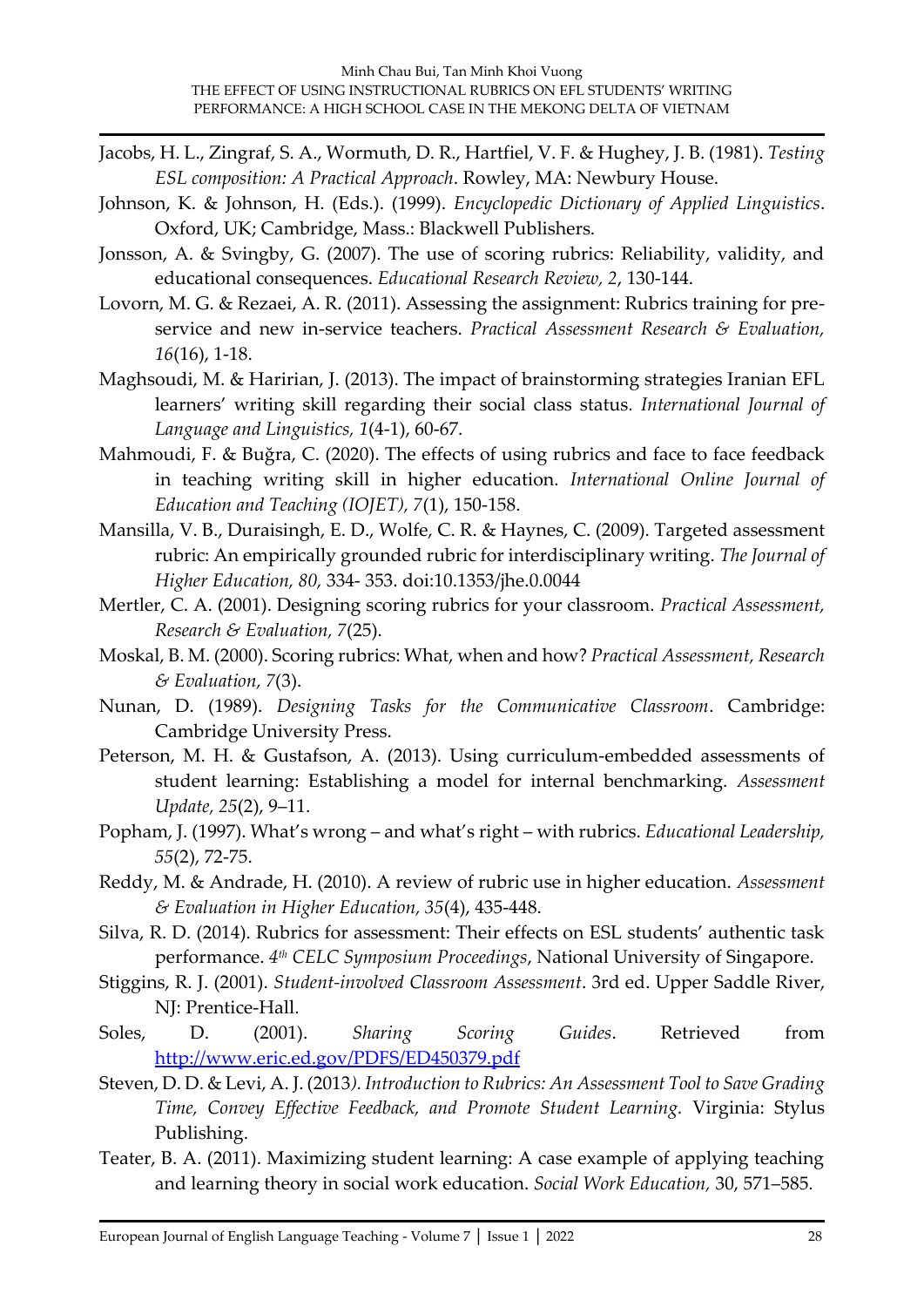Jacobs, H. L., Zingraf, S. A., Wormuth, D. R., Hartfiel, V. F. & Hughey, J. B. (1981). *Testing ESL composition: A Practical Approach*. Rowley, MA: Newbury House.

Johnson, K. & Johnson, H. (Eds.). (1999). *Encyclopedic Dictionary of Applied Linguistics*. Oxford, UK; Cambridge, Mass.: Blackwell Publishers.

Jonsson, A. & Svingby, G. (2007). The use of scoring rubrics: Reliability, validity, and educational consequences. *Educational Research Review, 2*, 130-144.

Lovorn, M. G. & Rezaei, A. R. (2011). Assessing the assignment: Rubrics training for pre-service and new in-service teachers. *Practical Assessment Research & Evaluation, 16*(16), 1-18.

Maghsoudi, M. & Haririan, J. (2013). The impact of brainstorming strategies Iranian EFL learners' writing skill regarding their social class status. *International Journal of Language and Linguistics, 1*(4-1), 60-67.

Mahmoudi, F. & Buğra, C. (2020). The effects of using rubrics and face to face feedback in teaching writing skill in higher education. *International Online Journal of Education and Teaching (IOJET), 7*(1), 150-158.

Mansilla, V. B., Duraisingh, E. D., Wolfe, C. R. & Haynes, C. (2009). Targeted assessment rubric: An empirically grounded rubric for interdisciplinary writing. *The Journal of Higher Education, 80*, 334- 353. doi:10.1353/jhe.0.0044

Mertler, C. A. (2001). Designing scoring rubrics for your classroom. *Practical Assessment, Research & Evaluation, 7*(25).

Moskal, B. M. (2000). Scoring rubrics: What, when and how? *Practical Assessment, Research & Evaluation, 7*(3).

Nunan, D. (1989). *Designing Tasks for the Communicative Classroom*. Cambridge: Cambridge University Press.

Peterson, M. H. & Gustafson, A. (2013). Using curriculum-embedded assessments of student learning: Establishing a model for internal benchmarking. *Assessment Update, 25*(2), 9–11.

Popham, J. (1997). What's wrong – and what's right – with rubrics. *Educational Leadership, 55*(2), 72-75.

Reddy, M. & Andrade, H. (2010). A review of rubric use in higher education. *Assessment & Evaluation in Higher Education, 35*(4), 435-448.

Silva, R. D. (2014). Rubrics for assessment: Their effects on ESL students' authentic task performance. *4th CELC Symposium Proceedings*, National University of Singapore.

Stiggins, R. J. (2001). *Student-involved Classroom Assessment*. 3rd ed. Upper Saddle River, NJ: Prentice-Hall.

Soles, D. (2001). *Sharing Scoring Guides*. Retrieved from http://www.eric.ed.gov/PDFS/ED450379.pdf

Steven, D. D. & Levi, A. J. (2013*). Introduction to Rubrics: An Assessment Tool to Save Grading Time, Convey Effective Feedback, and Promote Student Learning.* Virginia: Stylus Publishing.

Teater, B. A. (2011). Maximizing student learning: A case example of applying teaching and learning theory in social work education. *Social Work Education,* 30, 571–585.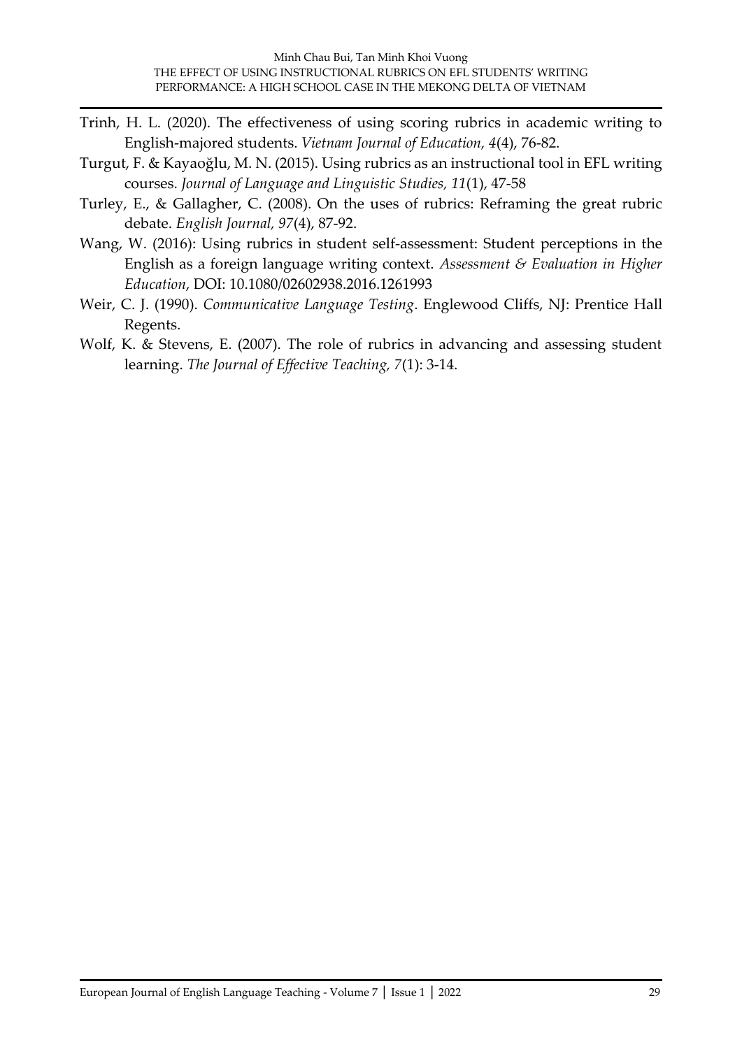Trinh, H. L. (2020). The effectiveness of using scoring rubrics in academic writing to English-majored students. *Vietnam Journal of Education, 4*(4), 76-82.

Turgut, F. & Kayaoğlu, M. N. (2015). Using rubrics as an instructional tool in EFL writing courses. *Journal of Language and Linguistic Studies, 11*(1), 47-58

Turley, E., & Gallagher, C. (2008). On the uses of rubrics: Reframing the great rubric debate. *English Journal, 97*(4), 87-92.

Wang, W. (2016): Using rubrics in student self-assessment: Student perceptions in the English as a foreign language writing context. *Assessment & Evaluation in Higher Education*, DOI: 10.1080/02602938.2016.1261993

Weir, C. J. (1990). *Communicative Language Testing*. Englewood Cliffs, NJ: Prentice Hall Regents.

Wolf, K. & Stevens, E. (2007). The role of rubrics in advancing and assessing student learning. *The Journal of Effective Teaching, 7*(1): 3-14.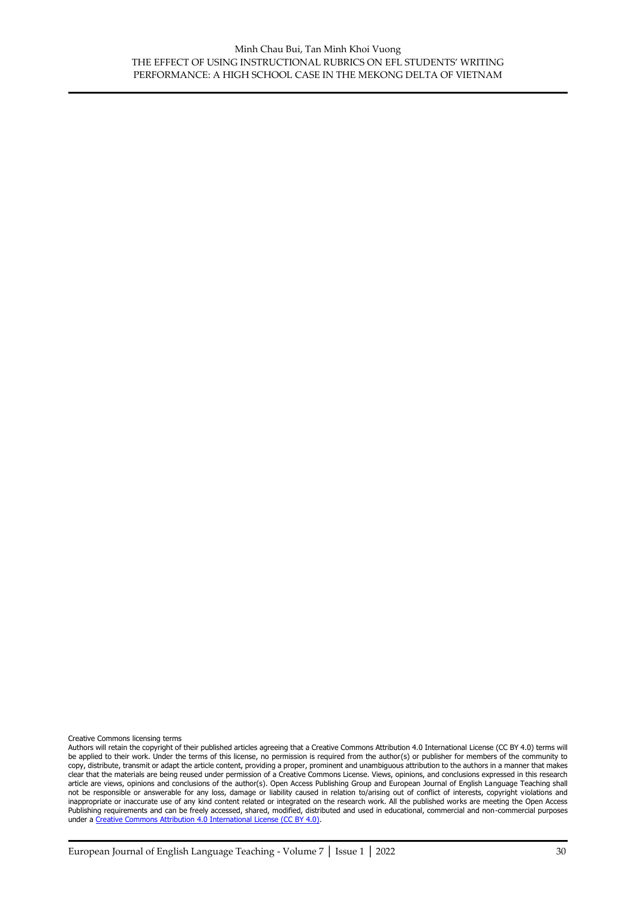Creative Commons licensing terms

Authors will retain the copyright of their published articles agreeing that a Creative Commons Attribution 4.0 International License (CC BY 4.0) terms will be applied to their work. Under the terms of this license, no permission is required from the author(s) or publisher for members of the community to copy, distribute, transmit or adapt the article content, providing a proper, prominent and unambiguous attribution to the authors in a manner that makes clear that the materials are being reused under permission of a Creative Commons License. Views, opinions, and conclusions expressed in this research article are views, opinions and conclusions of the author(s). Open Access Publishing Group and European Journal of English Language Teaching shall not be responsible or answerable for any loss, damage or liability caused in relation to/arising out of conflict of interests, copyright violations and inappropriate or inaccurate use of any kind content related or integrated on the research work. All the published works are meeting the Open Access Publishing requirements and can be freely accessed, shared, modified, distributed and used in educational, commercial and non-commercial purposes under a Creative Commons Attribution 4.0 International License (CC BY 4.0).